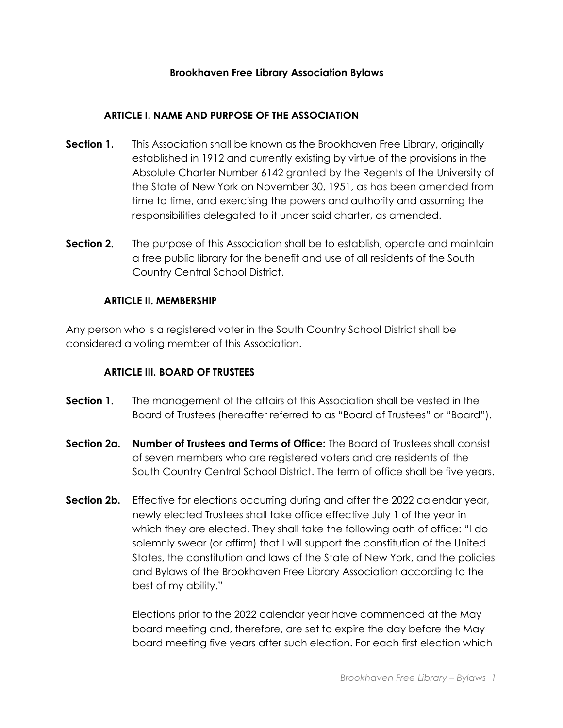# Brookhaven Free Library Association Bylaws

## ARTICLE I. NAME AND PURPOSE OF THE ASSOCIATION

**Section 1.** This Association shall be known as the Brookhaven Free Library, originally established in 1912 and currently existing by virtue of the provisions in the Absolute Charter Number 6142 granted by the Regents of the University of the State of New York on November 30, 1951, as has been amended from time to time, and exercising the powers and authority and assuming the responsibilities delegated to it under said charter, as amended.

**Section 2.** The purpose of this Association shall be to establish, operate and maintain a free public library for the benefit and use of all residents of the South Country Central School District.

## ARTICLE II. MEMBERSHIP

Any person who is a registered voter in the South Country School District shall be considered a voting member of this Association.

## ARTICLE III. BOARD OF TRUSTEES

**Section 1.** The management of the affairs of this Association shall be vested in the Board of Trustees (hereafter referred to as "Board of Trustees" or "Board").

**Section 2a.** **Number of Trustees and Terms of Office:** The Board of Trustees shall consist of seven members who are registered voters and are residents of the South Country Central School District. The term of office shall be five years.

**Section 2b.** Effective for elections occurring during and after the 2022 calendar year, newly elected Trustees shall take office effective July 1 of the year in which they are elected. They shall take the following oath of office: "I do solemnly swear (or affirm) that I will support the constitution of the United States, the constitution and laws of the State of New York, and the policies and Bylaws of the Brookhaven Free Library Association according to the best of my ability."

Elections prior to the 2022 calendar year have commenced at the May board meeting and, therefore, are set to expire the day before the May board meeting five years after such election. For each first election which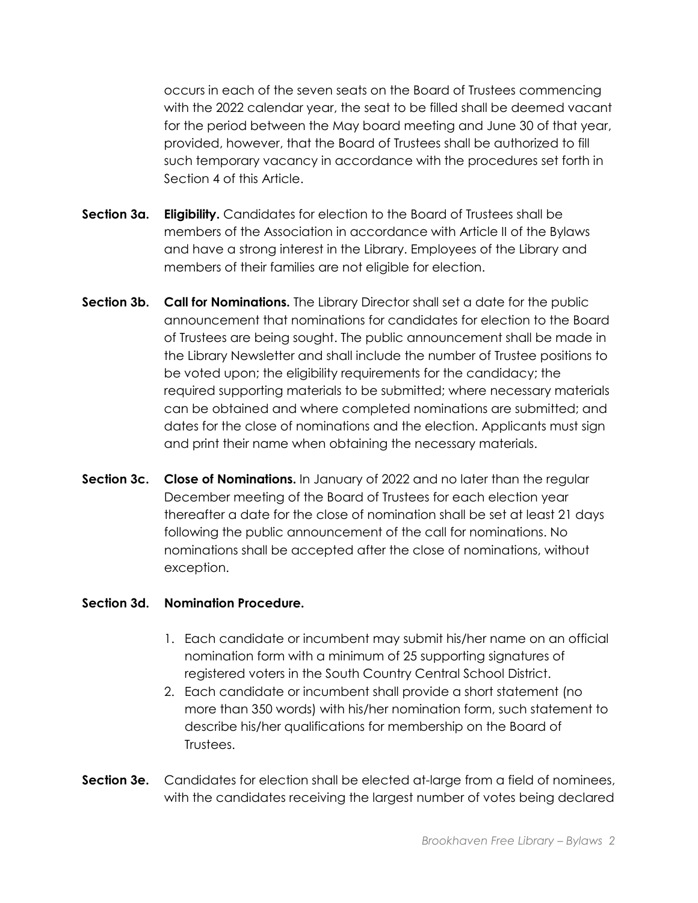occurs in each of the seven seats on the Board of Trustees commencing with the 2022 calendar year, the seat to be filled shall be deemed vacant for the period between the May board meeting and June 30 of that year, provided, however, that the Board of Trustees shall be authorized to fill such temporary vacancy in accordance with the procedures set forth in Section 4 of this Article.

**Section 3a. Eligibility.** Candidates for election to the Board of Trustees shall be members of the Association in accordance with Article II of the Bylaws and have a strong interest in the Library. Employees of the Library and members of their families are not eligible for election.

**Section 3b. Call for Nominations.** The Library Director shall set a date for the public announcement that nominations for candidates for election to the Board of Trustees are being sought. The public announcement shall be made in the Library Newsletter and shall include the number of Trustee positions to be voted upon; the eligibility requirements for the candidacy; the required supporting materials to be submitted; where necessary materials can be obtained and where completed nominations are submitted; and dates for the close of nominations and the election. Applicants must sign and print their name when obtaining the necessary materials.

**Section 3c. Close of Nominations.** In January of 2022 and no later than the regular December meeting of the Board of Trustees for each election year thereafter a date for the close of nomination shall be set at least 21 days following the public announcement of the call for nominations. No nominations shall be accepted after the close of nominations, without exception.

**Section 3d. Nomination Procedure.**

1. Each candidate or incumbent may submit his/her name on an official nomination form with a minimum of 25 supporting signatures of registered voters in the South Country Central School District.
2. Each candidate or incumbent shall provide a short statement (no more than 350 words) with his/her nomination form, such statement to describe his/her qualifications for membership on the Board of Trustees.

**Section 3e.** Candidates for election shall be elected at-large from a field of nominees, with the candidates receiving the largest number of votes being declared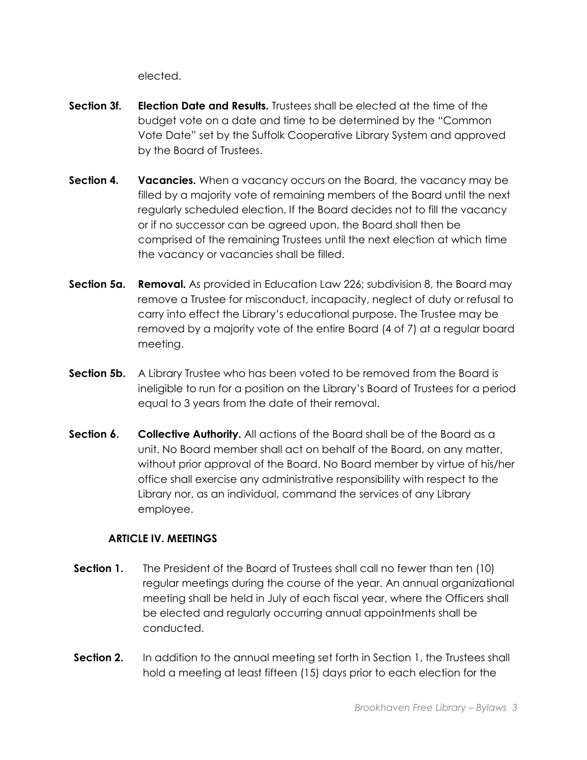elected.

**Section 3f.** **Election Date and Results.** Trustees shall be elected at the time of the budget vote on a date and time to be determined by the "Common Vote Date" set by the Suffolk Cooperative Library System and approved by the Board of Trustees.

**Section 4.** **Vacancies.** When a vacancy occurs on the Board, the vacancy may be filled by a majority vote of remaining members of the Board until the next regularly scheduled election. If the Board decides not to fill the vacancy or if no successor can be agreed upon, the Board shall then be comprised of the remaining Trustees until the next election at which time the vacancy or vacancies shall be filled.

**Section 5a.** **Removal.** As provided in Education Law 226; subdivision 8, the Board may remove a Trustee for misconduct, incapacity, neglect of duty or refusal to carry into effect the Library's educational purpose. The Trustee may be removed by a majority vote of the entire Board (4 of 7) at a regular board meeting.

**Section 5b.** A Library Trustee who has been voted to be removed from the Board is ineligible to run for a position on the Library's Board of Trustees for a period equal to 3 years from the date of their removal.

**Section 6.** **Collective Authority.** All actions of the Board shall be of the Board as a unit. No Board member shall act on behalf of the Board, on any matter, without prior approval of the Board. No Board member by virtue of his/her office shall exercise any administrative responsibility with respect to the Library nor, as an individual, command the services of any Library employee.

## ARTICLE IV. MEETINGS

**Section 1.** The President of the Board of Trustees shall call no fewer than ten (10) regular meetings during the course of the year. An annual organizational meeting shall be held in July of each fiscal year, where the Officers shall be elected and regularly occurring annual appointments shall be conducted.

**Section 2.** In addition to the annual meeting set forth in Section 1, the Trustees shall hold a meeting at least fifteen (15) days prior to each election for the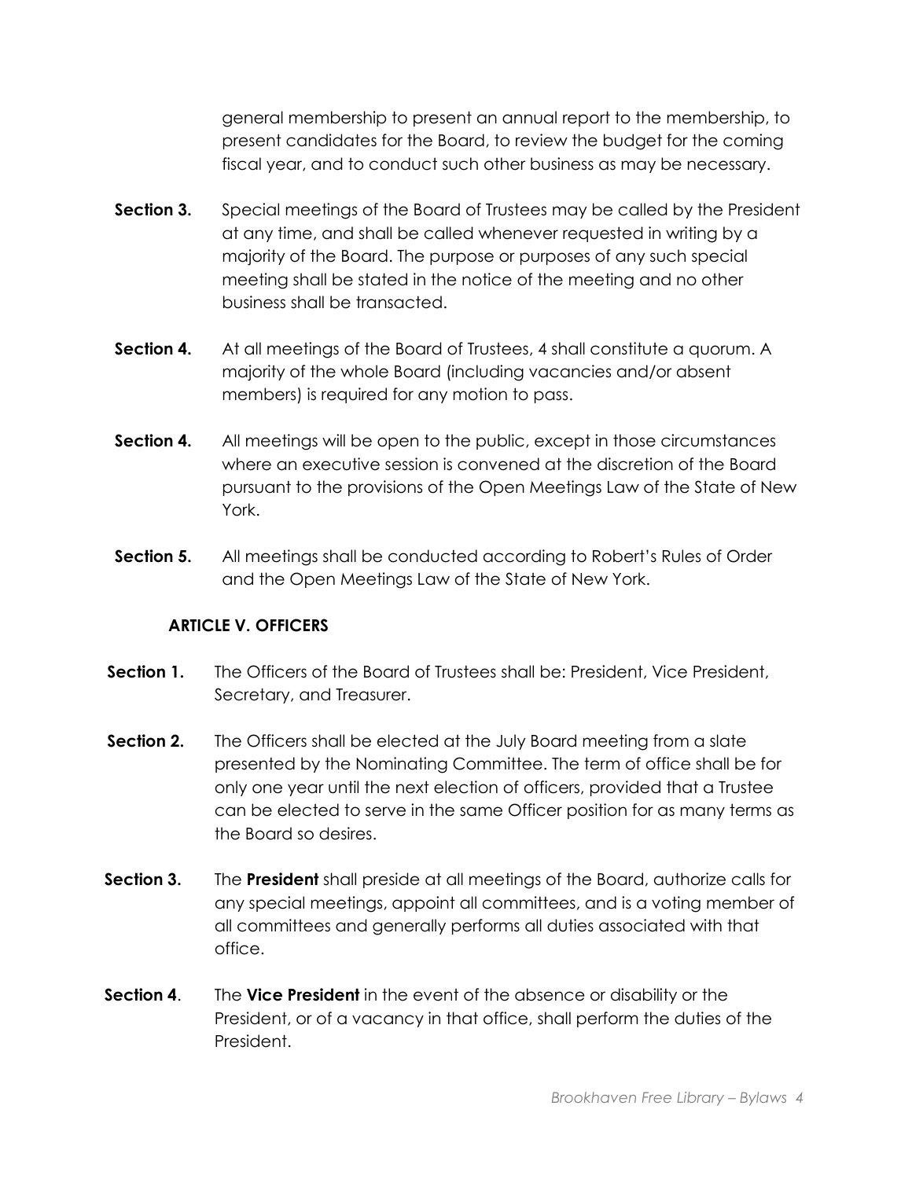general membership to present an annual report to the membership, to present candidates for the Board, to review the budget for the coming fiscal year, and to conduct such other business as may be necessary.

**Section 3.** Special meetings of the Board of Trustees may be called by the President at any time, and shall be called whenever requested in writing by a majority of the Board. The purpose or purposes of any such special meeting shall be stated in the notice of the meeting and no other business shall be transacted.

**Section 4.** At all meetings of the Board of Trustees, 4 shall constitute a quorum. A majority of the whole Board (including vacancies and/or absent members) is required for any motion to pass.

**Section 4.** All meetings will be open to the public, except in those circumstances where an executive session is convened at the discretion of the Board pursuant to the provisions of the Open Meetings Law of the State of New York.

**Section 5.** All meetings shall be conducted according to Robert's Rules of Order and the Open Meetings Law of the State of New York.

## ARTICLE V. OFFICERS

**Section 1.** The Officers of the Board of Trustees shall be: President, Vice President, Secretary, and Treasurer.

**Section 2.** The Officers shall be elected at the July Board meeting from a slate presented by the Nominating Committee. The term of office shall be for only one year until the next election of officers, provided that a Trustee can be elected to serve in the same Officer position for as many terms as the Board so desires.

**Section 3.** The **President** shall preside at all meetings of the Board, authorize calls for any special meetings, appoint all committees, and is a voting member of all committees and generally performs all duties associated with that office.

**Section 4**. The **Vice President** in the event of the absence or disability or the President, or of a vacancy in that office, shall perform the duties of the President.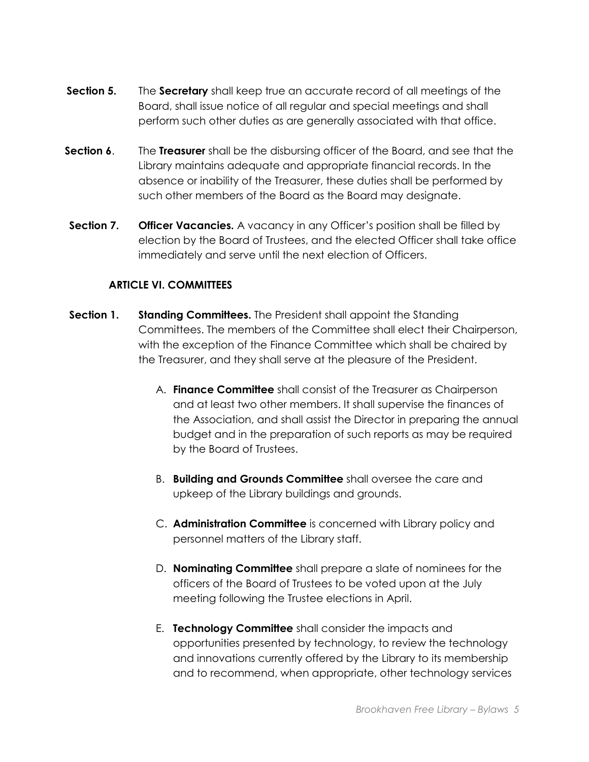**Section 5.** The **Secretary** shall keep true an accurate record of all meetings of the Board, shall issue notice of all regular and special meetings and shall perform such other duties as are generally associated with that office.

**Section 6**. The **Treasurer** shall be the disbursing officer of the Board, and see that the Library maintains adequate and appropriate financial records. In the absence or inability of the Treasurer, these duties shall be performed by such other members of the Board as the Board may designate.

**Section 7.** **Officer Vacancies.** A vacancy in any Officer's position shall be filled by election by the Board of Trustees, and the elected Officer shall take office immediately and serve until the next election of Officers.

### ARTICLE VI. COMMITTEES

**Section 1.** **Standing Committees.** The President shall appoint the Standing Committees. The members of the Committee shall elect their Chairperson, with the exception of the Finance Committee which shall be chaired by the Treasurer, and they shall serve at the pleasure of the President.

A. **Finance Committee** shall consist of the Treasurer as Chairperson and at least two other members. It shall supervise the finances of the Association, and shall assist the Director in preparing the annual budget and in the preparation of such reports as may be required by the Board of Trustees.

B. **Building and Grounds Committee** shall oversee the care and upkeep of the Library buildings and grounds.

C. **Administration Committee** is concerned with Library policy and personnel matters of the Library staff.

D. **Nominating Committee** shall prepare a slate of nominees for the officers of the Board of Trustees to be voted upon at the July meeting following the Trustee elections in April.

E. **Technology Committee** shall consider the impacts and opportunities presented by technology, to review the technology and innovations currently offered by the Library to its membership and to recommend, when appropriate, other technology services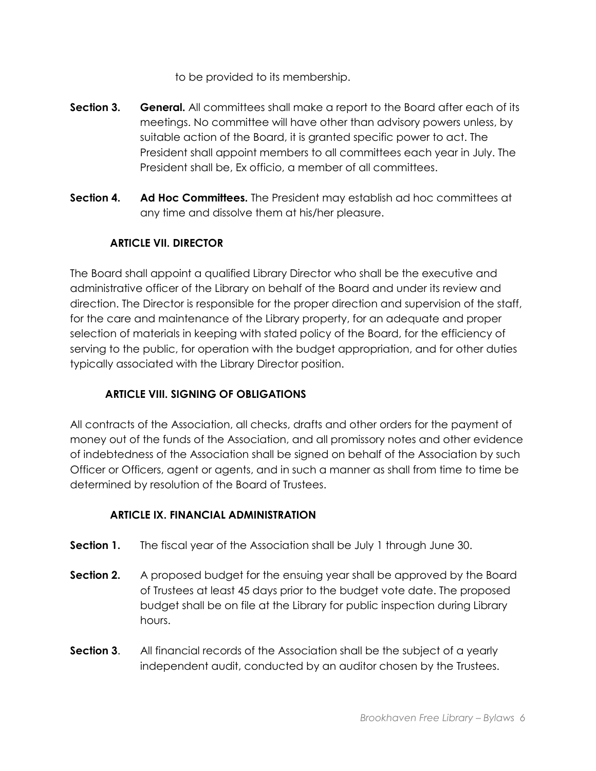to be provided to its membership.

**Section 3.** **General.** All committees shall make a report to the Board after each of its meetings. No committee will have other than advisory powers unless, by suitable action of the Board, it is granted specific power to act. The President shall appoint members to all committees each year in July. The President shall be, Ex officio, a member of all committees.

**Section 4.** **Ad Hoc Committees.** The President may establish ad hoc committees at any time and dissolve them at his/her pleasure.

## ARTICLE VII. DIRECTOR

The Board shall appoint a qualified Library Director who shall be the executive and administrative officer of the Library on behalf of the Board and under its review and direction. The Director is responsible for the proper direction and supervision of the staff, for the care and maintenance of the Library property, for an adequate and proper selection of materials in keeping with stated policy of the Board, for the efficiency of serving to the public, for operation with the budget appropriation, and for other duties typically associated with the Library Director position.

## ARTICLE VIII. SIGNING OF OBLIGATIONS

All contracts of the Association, all checks, drafts and other orders for the payment of money out of the funds of the Association, and all promissory notes and other evidence of indebtedness of the Association shall be signed on behalf of the Association by such Officer or Officers, agent or agents, and in such a manner as shall from time to time be determined by resolution of the Board of Trustees.

## ARTICLE IX. FINANCIAL ADMINISTRATION

**Section 1.** The fiscal year of the Association shall be July 1 through June 30.

**Section 2.** A proposed budget for the ensuing year shall be approved by the Board of Trustees at least 45 days prior to the budget vote date. The proposed budget shall be on file at the Library for public inspection during Library hours.

**Section 3**. All financial records of the Association shall be the subject of a yearly independent audit, conducted by an auditor chosen by the Trustees.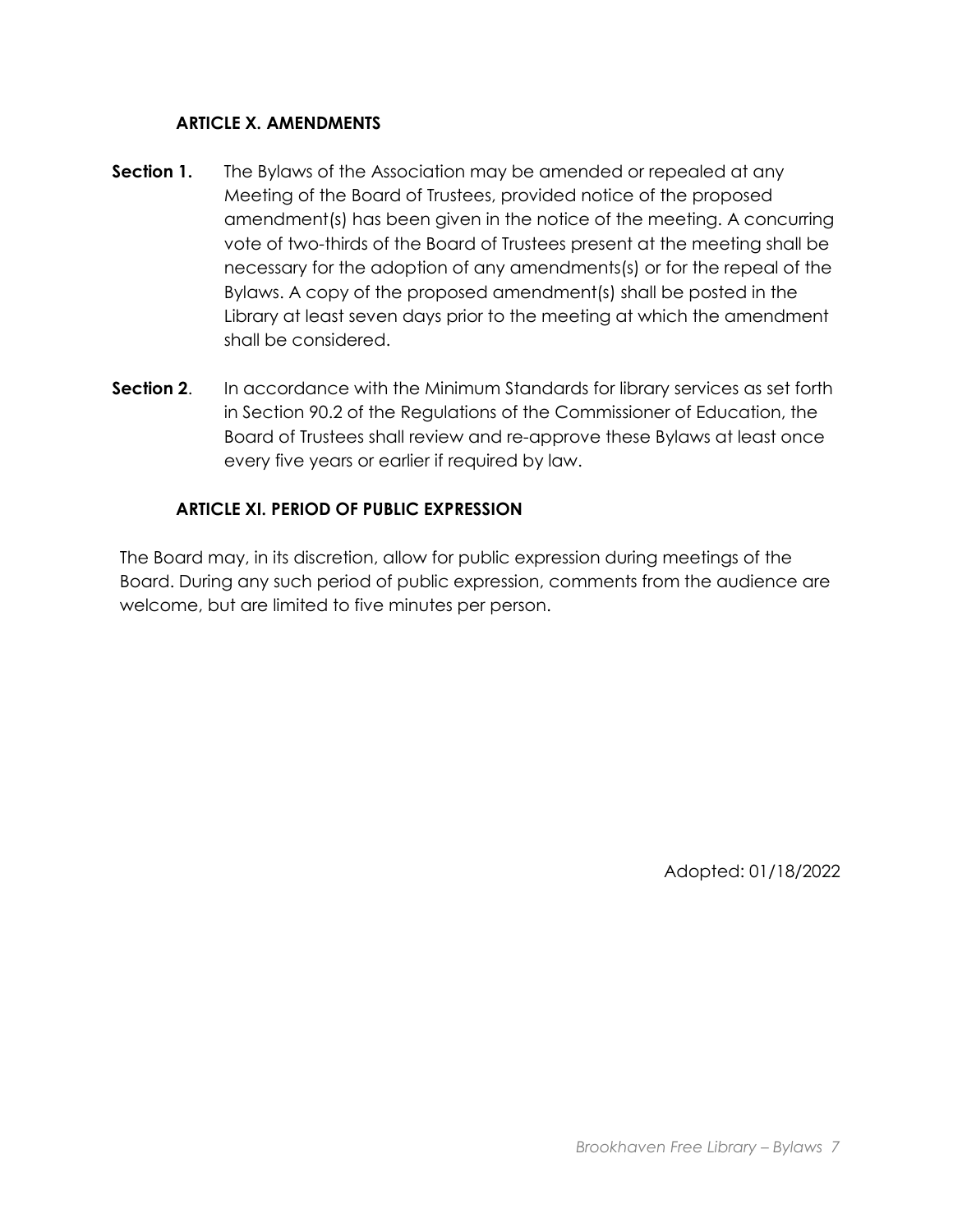### ARTICLE X. AMENDMENTS

**Section 1.** The Bylaws of the Association may be amended or repealed at any Meeting of the Board of Trustees, provided notice of the proposed amendment(s) has been given in the notice of the meeting. A concurring vote of two-thirds of the Board of Trustees present at the meeting shall be necessary for the adoption of any amendments(s) or for the repeal of the Bylaws. A copy of the proposed amendment(s) shall be posted in the Library at least seven days prior to the meeting at which the amendment shall be considered.

**Section 2**. In accordance with the Minimum Standards for library services as set forth in Section 90.2 of the Regulations of the Commissioner of Education, the Board of Trustees shall review and re-approve these Bylaws at least once every five years or earlier if required by law.

### ARTICLE XI. PERIOD OF PUBLIC EXPRESSION

The Board may, in its discretion, allow for public expression during meetings of the Board. During any such period of public expression, comments from the audience are welcome, but are limited to five minutes per person.

Adopted: 01/18/2022